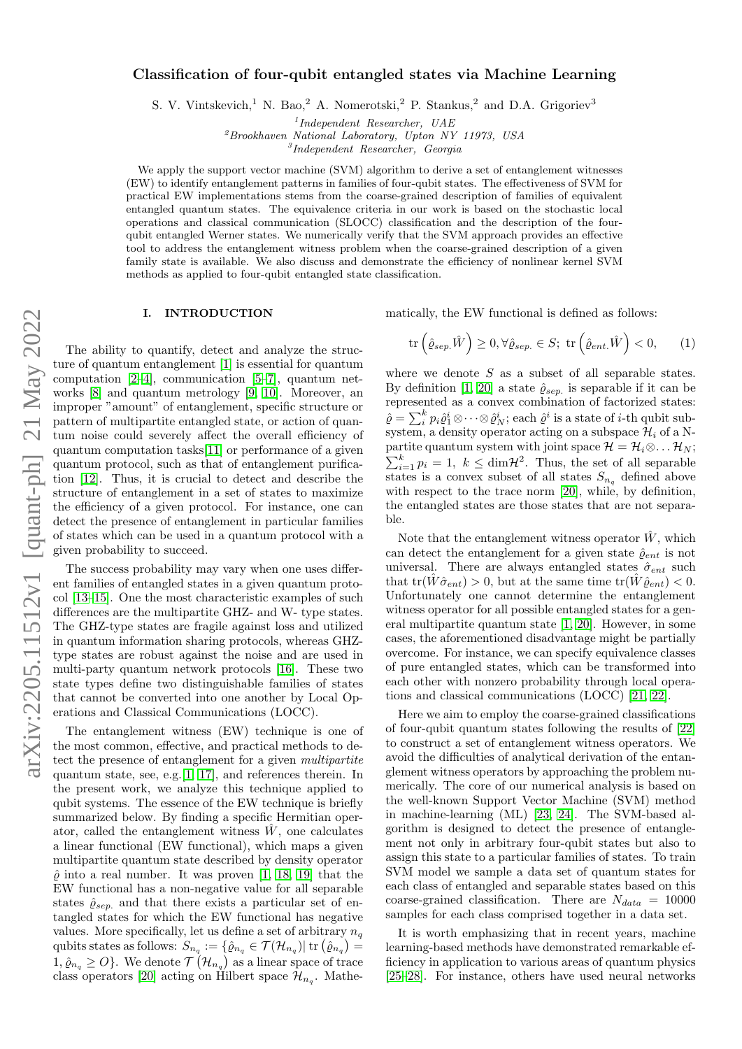# Classification of four-qubit entangled states via Machine Learning

S. V. Vintskevich,[1] N. Bao,[2] A. Nomerotski,[2] P. Stankus,[2] and D.A. Grigoriev[3]

[1]*Independent Researcher, UAE*
[2]*Brookhaven National Laboratory, Upton NY 11973, USA*
[3]*Independent Researcher, Georgia*

We apply the support vector machine (SVM) algorithm to derive a set of entanglement witnesses (EW) to identify entanglement patterns in families of four-qubit states. The effectiveness of SVM for practical EW implementations stems from the coarse-grained description of families of equivalent entangled quantum states. The equivalence criteria in our work is based on the stochastic local operations and classical communication (SLOCC) classification and the description of the four-qubit entangled Werner states. We numerically verify that the SVM approach provides an effective tool to address the entanglement witness problem when the coarse-grained description of a given family state is available. We also discuss and demonstrate the efficiency of nonlinear kernel SVM methods as applied to four-qubit entangled state classification.

## I. INTRODUCTION

The ability to quantify, detect and analyze the structure of quantum entanglement [1] is essential for quantum computation [2–4], communication [5–7], quantum networks [8] and quantum metrology [9, 10]. Moreover, an improper "amount" of entanglement, specific structure or pattern of multipartite entangled state, or action of quantum noise could severely affect the overall efficiency of quantum computation tasks[11] or performance of a given quantum protocol, such as that of entanglement purification [12]. Thus, it is crucial to detect and describe the structure of entanglement in a set of states to maximize the efficiency of a given protocol. For instance, one can detect the presence of entanglement in particular families of states which can be used in a quantum protocol with a given probability to succeed.

The success probability may vary when one uses different families of entangled states in a given quantum protocol [13–15]. One the most characteristic examples of such differences are the multipartite GHZ- and W- type states. The GHZ-type states are fragile against loss and utilized in quantum information sharing protocols, whereas GHZ-type states are robust against the noise and are used in multi-party quantum network protocols [16]. These two state types define two distinguishable families of states that cannot be converted into one another by Local Operations and Classical Communications (LOCC).

The entanglement witness (EW) technique is one of the most common, effective, and practical methods to detect the presence of entanglement for a given *multipartite* quantum state, see, e.g.,[1, 17], and references therein. In the present work, we analyze this technique applied to qubit systems. The essence of the EW technique is briefly summarized below. By finding a specific Hermitian operator, called the entanglement witness $\hat{W}$, one calculates a linear functional (EW functional), which maps a given multipartite quantum state described by density operator $\hat{\varrho}$ into a real number. It was proven [1, 18, 19] that the EW functional has a non-negative value for all separable states $\hat{\varrho}_{sep.}$ and that there exists a particular set of entangled states for which the EW functional has negative values. More specifically, let us define a set of arbitrary $n_q$ qubits states as follows: $S_{n_q} := \{\hat{\varrho}_{n_q} \in \mathcal{T}(\mathcal{H}_{n_q}) |\, \mathrm{tr}\left(\hat{\varrho}_{n_q}\right) = 1, \hat{\varrho}_{n_q} \geq O\}$. We denote $\mathcal{T}\left(\mathcal{H}_{n_q}\right)$ as a linear space of trace class operators [20] acting on Hilbert space $\mathcal{H}_{n_q}$. Mathematically, the EW functional is defined as follows:

$$\mathrm{tr}\left(\hat{\varrho}_{sep.}\hat{W}\right) \geq 0, \forall \hat{\varrho}_{sep.} \in S;\ \mathrm{tr}\left(\hat{\varrho}_{ent}\hat{W}\right) < 0, \qquad (1)$$

where we denote $S$ as a subset of all separable states. By definition [1, 20] a state $\hat{\varrho}_{sep.}$ is separable if it can be represented as a convex combination of factorized states: $\hat{\varrho} = \sum_i^k p_i \hat{\varrho}_1^i \otimes \cdots \otimes \hat{\varrho}_N^i$; each $\hat{\varrho}^i$ is a state of $i$-th qubit subsystem, a density operator acting on a subspace $\mathcal{H}_i$ of a N-partite quantum system with joint space $\mathcal{H} = \mathcal{H}_i \otimes \dots \mathcal{H}_N$; $\sum_{i=1}^k p_i = 1,\ k \leq \dim \mathcal{H}^2$. Thus, the set of all separable states is a convex subset of all states $S_{n_q}$ defined above with respect to the trace norm [20], while, by definition, the entangled states are those states that are not separable.

Note that the entanglement witness operator $\hat{W}$, which can detect the entanglement for a given state $\hat{\varrho}_{ent}$ is not universal. There are always entangled states $\hat{\sigma}_{ent}$ such that $\mathrm{tr}(\hat{W}\hat{\sigma}_{ent}) > 0$, but at the same time $\mathrm{tr}(\hat{W}\hat{\varrho}_{ent}) < 0$. Unfortunately one cannot determine the entanglement witness operator for all possible entangled states for a general multipartite quantum state [1, 20]. However, in some cases, the aforementioned disadvantage might be partially overcome. For instance, we can specify equivalence classes of pure entangled states, which can be transformed into each other with nonzero probability through local operations and classical communications (LOCC) [21, 22].

Here we aim to employ the coarse-grained classifications of four-qubit quantum states following the results of [22] to construct a set of entanglement witness operators. We avoid the difficulties of analytical derivation of the entanglement witness operators by approaching the problem numerically. The core of our numerical analysis is based on the well-known Support Vector Machine (SVM) method in machine-learning (ML) [23, 24]. The SVM-based algorithm is designed to detect the presence of entanglement not only in arbitrary four-qubit states but also to assign this state to a particular families of states. To train SVM model we sample a data set of quantum states for each class of entangled and separable states based on this coarse-grained classification. There are $N_{data} = 10000$ samples for each class comprised together in a data set.

It is worth emphasizing that in recent years, machine learning-based methods have demonstrated remarkable efficiency in application to various areas of quantum physics [25–28]. For instance, others have used neural networks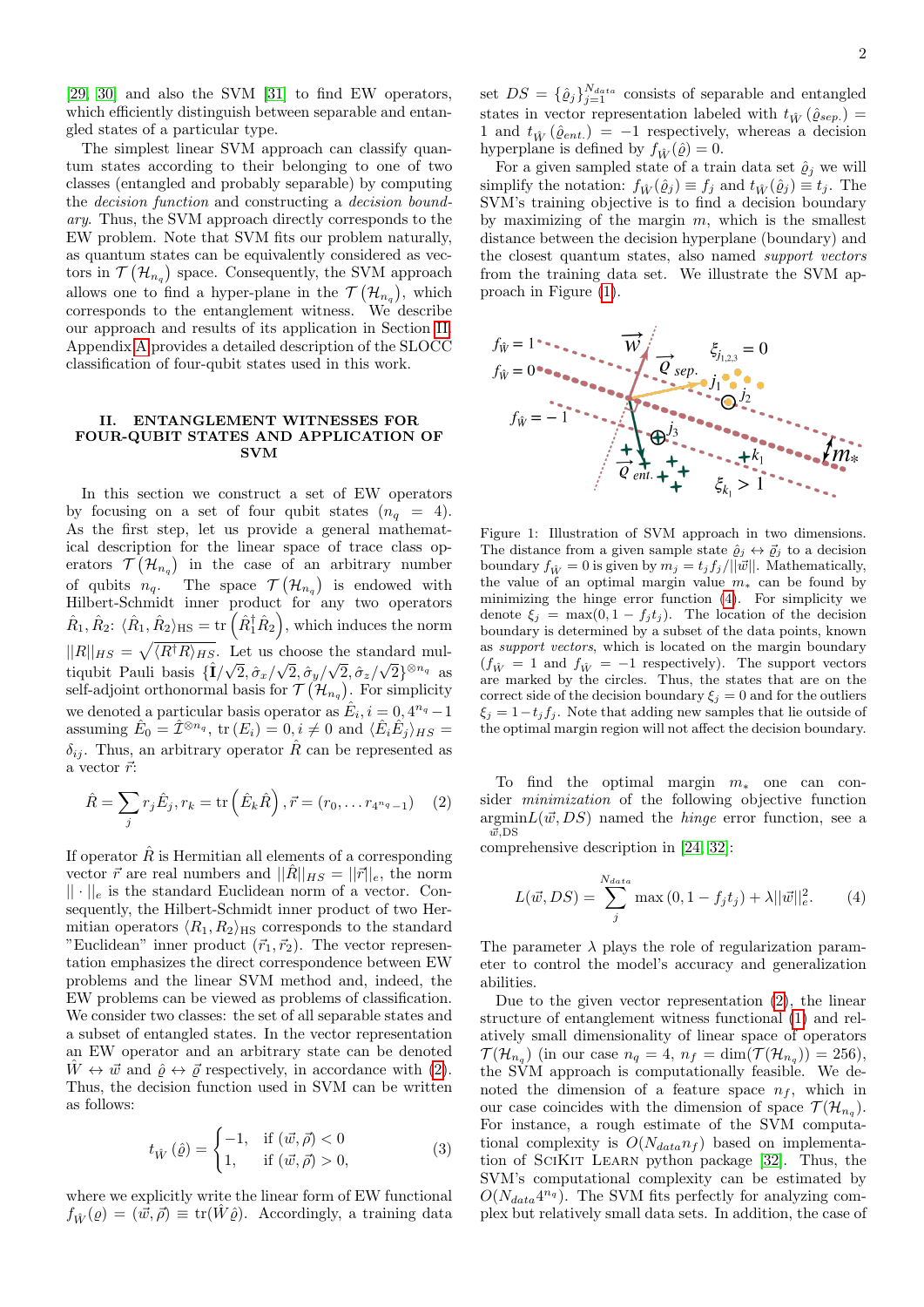[29, 30] and also the SVM [31] to find EW operators, which efficiently distinguish between separable and entangled states of a particular type.

The simplest linear SVM approach can classify quantum states according to their belonging to one of two classes (entangled and probably separable) by computing the *decision function* and constructing a *decision boundary*. Thus, the SVM approach directly corresponds to the EW problem. Note that SVM fits our problem naturally, as quantum states can be equivalently considered as vectors in $\mathcal{T}\left(\mathcal{H}_{n_q}\right)$ space. Consequently, the SVM approach allows one to find a hyper-plane in the $\mathcal{T}\left(\mathcal{H}_{n_q}\right)$, which corresponds to the entanglement witness. We describe our approach and results of its application in Section II. Appendix A provides a detailed description of the SLOCC classification of four-qubit states used in this work.

## II. ENTANGLEMENT WITNESSES FOR FOUR-QUBIT STATES AND APPLICATION OF SVM

In this section we construct a set of EW operators by focusing on a set of four qubit states ($n_q = 4$). As the first step, let us provide a general mathematical description for the linear space of trace class operators $\mathcal{T}\left(\mathcal{H}_{n_q}\right)$ for the case of an arbitrary number of qubits $n_q$. The space $\mathcal{T}\left(\mathcal{H}_{n_q}\right)$ is endowed with Hilbert-Schmidt inner product for any two operators $\hat{R}_1, \hat{R}_2$: $\langle \hat{R}_1, \hat{R}_2 \rangle_{\text{HS}} = \text{tr}\left(\hat{R}_1^\dagger \hat{R}_2\right)$, which induces the norm $||R||_{HS} = \sqrt{\langle R^\dagger R \rangle_{HS}}$. Let us choose the standard multiqubit Pauli basis $\{\hat{\mathbf{I}}/\sqrt{2}, \hat{\sigma}_x/\sqrt{2}, \hat{\sigma}_y/\sqrt{2}, \hat{\sigma}_z/\sqrt{2}\}^{\otimes n_q}$ as self-adjoint orthonormal basis for $\mathcal{T}\left(\mathcal{H}_{n_q}\right)$. For simplicity we denoted a particular basis operator as $\hat{E}_i, i = 0, 4^{n_q} - 1$ assuming $\hat{E}_0 = \hat{\mathcal{I}}^{\otimes n_q}$, $\text{tr}\left(E_i\right) = 0, i \neq 0$ and $\langle \hat{E}_i \hat{E}_j \rangle_{HS} = \delta_{ij}$. Thus, an arbitrary operator $\hat{R}$ can be represented as a vector $\vec{r}$:

$$\hat{R} = \sum_j r_j \hat{E}_j, r_k = \text{tr}\left(\hat{E}_k \hat{R}\right), \vec{r} = (r_0, \ldots r_{4^{n_q}-1}) \quad (2)$$

If operator $\hat{R}$ is Hermitian all elements of a corresponding vector $\vec{r}$ are real numbers and $||\hat{R}||_{HS} = ||\vec{r}||_e$, the norm $||\cdot||_e$ is the standard Euclidean norm of a vector. Consequently, the Hilbert-Schmidt inner product of two Hermitian operators $\langle R_1, R_2 \rangle_{\text{HS}}$ corresponds to the standard "Euclidean" inner product $(\vec{r}_1, \vec{r}_2)$. The vector representation emphasizes the direct correspondence between EW problems and the linear SVM method and, indeed, the EW problems can be viewed as problems of classification. We consider two classes: the set of all separable states and a subset of entangled states. In the vector representation an EW operator and an arbitrary state can be denoted $\hat{W} \leftrightarrow \vec{w}$ and $\hat{\varrho} \leftrightarrow \vec{\varrho}$ respectively, in accordance with (2). Thus, the decision function used in SVM can be written as follows:

$$t_{\hat{W}}\left(\hat{\varrho}\right) = \begin{cases} -1, & \text{if } (\vec{w}, \vec{\rho}) < 0 \\ 1, & \text{if } (\vec{w}, \vec{\rho}) > 0, \end{cases} \quad (3)$$

where we explicitly write the linear form of EW functional $f_{\hat{W}}(\varrho) = (\vec{w}, \vec{\rho}) \equiv \text{tr}(\hat{W}\hat{\varrho})$. Accordingly, a training data set $DS = \{\hat{\varrho}_j\}_{j=1}^{N_{data}}$ consists of separable and entangled states in vector representation labeled with $t_{\hat{W}}\left(\hat{\varrho}_{sep.}\right) = 1$ and $t_{\hat{W}}\left(\hat{\varrho}_{ent.}\right) = -1$ respectively, whereas a decision hyperplane is defined by $f_{\hat{W}}(\hat{\varrho}) = 0$.

For a given sampled state of a train data set $\hat{\varrho}_j$ we will simplify the notation: $f_{\hat{W}}(\hat{\varrho}_j) \equiv f_j$ and $t_{\hat{W}}(\hat{\varrho}_j) \equiv t_j$. The SVM's training objective is to find a decision boundary by maximizing of the margin $m$, which is the smallest distance between the decision hyperplane (boundary) and the closest quantum states, also named *support vectors* from the training data set. We illustrate the SVM approach in Figure (1).

Figure 1: Illustration of SVM approach in two dimensions. The distance from a given sample state $\hat{\varrho}_j \leftrightarrow \vec{\varrho}_j$ to a decision boundary $f_{\hat{W}}$ is given by $m_j = t_j f_j/||\vec{w}||$. Mathematically, the value of an optimal margin value $m_*$ can be found by minimizing the hinge error function (4). For simplicity we denote $\xi_j = \max(0, 1 - f_j t_j)$. The location of the decision boundary is determined by a subset of the data points, known as *support vectors*, which is located on the margin boundary ($f_{\hat{W}} = 1$ and $f_{\hat{W}} = -1$ respectively). The support vectors are marked by the circles. Thus, the states that are on the correct side of the decision boundary $\xi_j = 0$ and for the outliers $\xi_j = 1 - t_j f_j$. Note that adding new samples that lie outside of the optimal margin region will not affect the decision boundary.

To find the optimal margin $m_*$ one can consider *minimization* of the following objective function $\underset{\vec{w},\text{DS}}{\text{argmin}} L(\vec{w}, DS)$ named the *hinge* error function, see a comprehensive description in [24, 32]:

$$L(\vec{w}, DS) = \sum_j^{N_{data}} \max\left(0, 1 - f_j t_j\right) + \lambda ||\vec{w}||_e^2. \quad (4)$$

The parameter $\lambda$ plays the role of regularization parameter to control the model's accuracy and generalization abilities.

Due to the given vector representation (2), the linear structure of entanglement witness functional (1) and relatively small dimensionality of linear space of operators $\mathcal{T}(\mathcal{H}_{n_q})$ (in our case $n_q = 4$, $n_f = \dim(\mathcal{T}(\mathcal{H}_{n_q})) = 256$), the SVM approach is computationally feasible. We denoted the dimension of a feature space $n_f$, which in our case coincides with the dimension of space $\mathcal{T}(\mathcal{H}_{n_q})$. For instance, a rough estimate of the SVM computational complexity is $O(N_{data} n_f)$ based on implementation of SciKit Learn python package [32]. Thus, the SVM's computational complexity can be estimated by $O(N_{data} 4^{n_q})$. The SVM fits perfectly for analyzing complex but relatively small data sets. In addition, the case of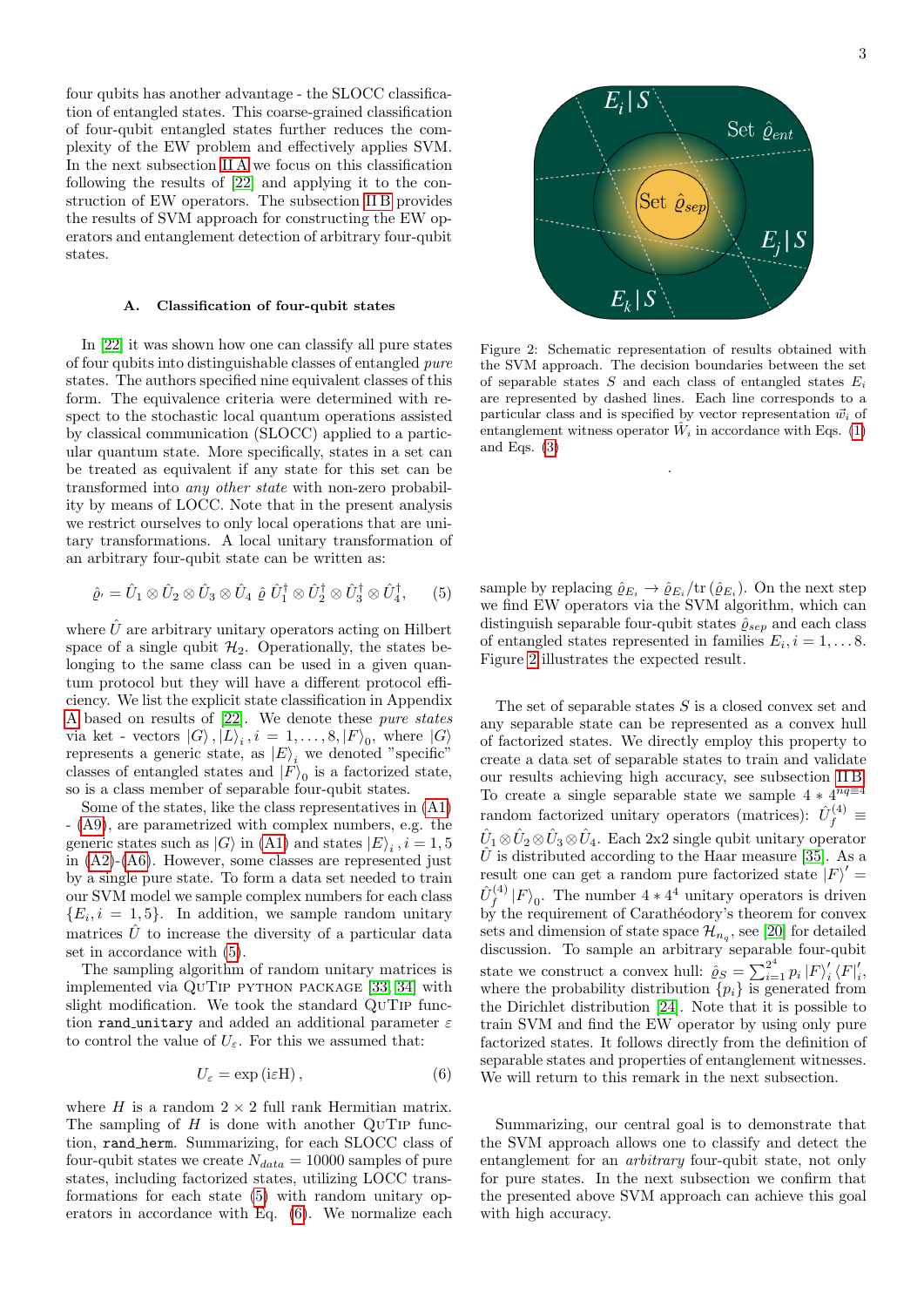four qubits has another advantage - the SLOCC classification of entangled states. This coarse-grained classification of four-qubit entangled states further reduces the complexity of the EW problem and effectively applies SVM. In the next subsection II A we focus on this classification following the results of [22] and applying it to the construction of EW operators. The subsection II B provides the results of SVM approach for constructing the EW operators and entanglement detection of arbitrary four-qubit states.

### A. Classification of four-qubit states

In [22] it was shown how one can classify all pure states of four qubits into distinguishable classes of entangled *pure* states. The authors specified nine equivalent classes of this form. The equivalence criteria were determined with respect to the stochastic local quantum operations assisted by classical communication (SLOCC) applied to a particular quantum state. More specifically, states in a set can be treated as equivalent if any state for this set can be transformed into *any other state* with non-zero probability by means of LOCC. Note that in the present analysis we restrict ourselves to only local operations that are unitary transformations. A local unitary transformation of an arbitrary four-qubit state can be written as:

$$\hat{\varrho}_{\prime} = \hat{U}_1 \otimes \hat{U}_2 \otimes \hat{U}_3 \otimes \hat{U}_4 \; \hat{\varrho} \; \hat{U}_1^{\dagger} \otimes \hat{U}_2^{\dagger} \otimes \hat{U}_3^{\dagger} \otimes \hat{U}_4^{\dagger}, \quad (5)$$

where $\hat{U}$ are arbitrary unitary operators acting on Hilbert space of a single qubit $\mathcal{H}_2$. Operationally, the states belonging to the same class can be used in a given quantum protocol but they will have a different protocol efficiency. We list the explicit state classification in Appendix A based on results of [22]. We denote these *pure states* via ket - vectors $|G\rangle, |L\rangle_i, i = 1, \ldots, 8, |F\rangle_0$, where $|G\rangle$ represents a generic state, as $|E\rangle_i$ we denoted "specific" classes of entangled states and $|F\rangle_0$ is a factorized state, so is a class member of separable four-qubit states.

Some of the states, like the class representatives in (A1) - (A9), are parametrized with complex numbers, e.g. the generic states such as $|G\rangle$ in (A1) and states $|E\rangle_i, i = 1, 5$ in (A2)-(A6). However, some classes are represented just by a single pure state. To form a data set needed to train our SVM model we sample complex numbers for each class $\{E_i, i = 1, 5\}$. In addition, we sample random unitary matrices $\hat{U}$ to increase the diversity of a particular data set in accordance with (5).

The sampling algorithm of random unitary matrices is implemented via QuTiP python package [33, 34] with slight modification. We took the standard QuTiP function `rand_unitary` and added an additional parameter $\varepsilon$ to control the value of $U_\varepsilon$. For this we assumed that:

$$U_\varepsilon = \exp\left(i\varepsilon \mathrm{H}\right), \quad (6)$$

where $H$ is a random $2 \times 2$ full rank Hermitian matrix. The sampling of $H$ is done with another QuTiP function, `rand_herm`. Summarizing, for each SLOCC class of four-qubit states we create $N_{data} = 10000$ samples of pure states, including factorized states, utilizing LOCC transformations for each state (5) with random unitary operators in accordance with Eq. (6). We normalize each sample by replacing $\hat{\varrho}_{E_i} \rightarrow \hat{\varrho}_{E_i}/\mathrm{tr}\left(\hat{\varrho}_{E_i}\right)$. On the next step we find EW operators via the SVM algorithm, which can distinguish separable four-qubit states $\hat{\varrho}_{sep}$ and each class of entangled states represented in families $E_i, i = 1, \ldots 8$. Figure 2 illustrates the expected result.

Figure 2: Schematic representation of results obtained with the SVM approach. The decision boundaries between the set of separable states $S$ and each class of entangled states $E_i$ are represented by dashed lines. Each line corresponds to a particular class and is specified by vector representation $\vec{w}_i$ of entanglement witness operator $\hat{W}_i$ in accordance with Eqs. (1) and Eqs. (3)

The set of separable states $S$ is a closed convex set and any separable state can be represented as a convex hull of factorized states. We directly employ this property to create a data set of separable states to train and validate our results achieving high accuracy, see subsection II B. To create a single separable state we sample $4 * 4^{nq=4}$ random factorized unitary operators (matrices): $\hat{U}_f^{(4)} \equiv \hat{U}_1 \otimes \hat{U}_2 \otimes \hat{U}_3 \otimes \hat{U}_4$. Each 2x2 single qubit unitary operator $\hat{U}$ is distributed according to the Haar measure [35]. As a result one can get a random pure factorized state $|F\rangle' = \hat{U}_f^{(4)} |F\rangle_0$. The number $4 * 4^4$ unitary operators is driven by the requirement of Carathéodory's theorem for convex sets and dimension of state space $\mathcal{H}_{n_q}$, see [20] for detailed discussion. To sample an arbitrary separable four-qubit state we construct a convex hull: $\hat{\varrho}_S = \sum_{i=1}^{2^4} p_i \left|F\right\rangle_i' \left\langle F\right|_i'$, where the probability distribution $\{p_i\}$ is generated from the Dirichlet distribution [24]. Note that it is possible to train SVM and find the EW operator by using only pure factorized states. It follows directly from the definition of separable states and properties of entanglement witnesses. We will return to this remark in the next subsection.

Summarizing, our central goal is to demonstrate that the SVM approach allows one to classify and detect the entanglement for an *arbitrary* four-qubit state, not only for pure states. In the next subsection we confirm that the presented above SVM approach can achieve this goal with high accuracy.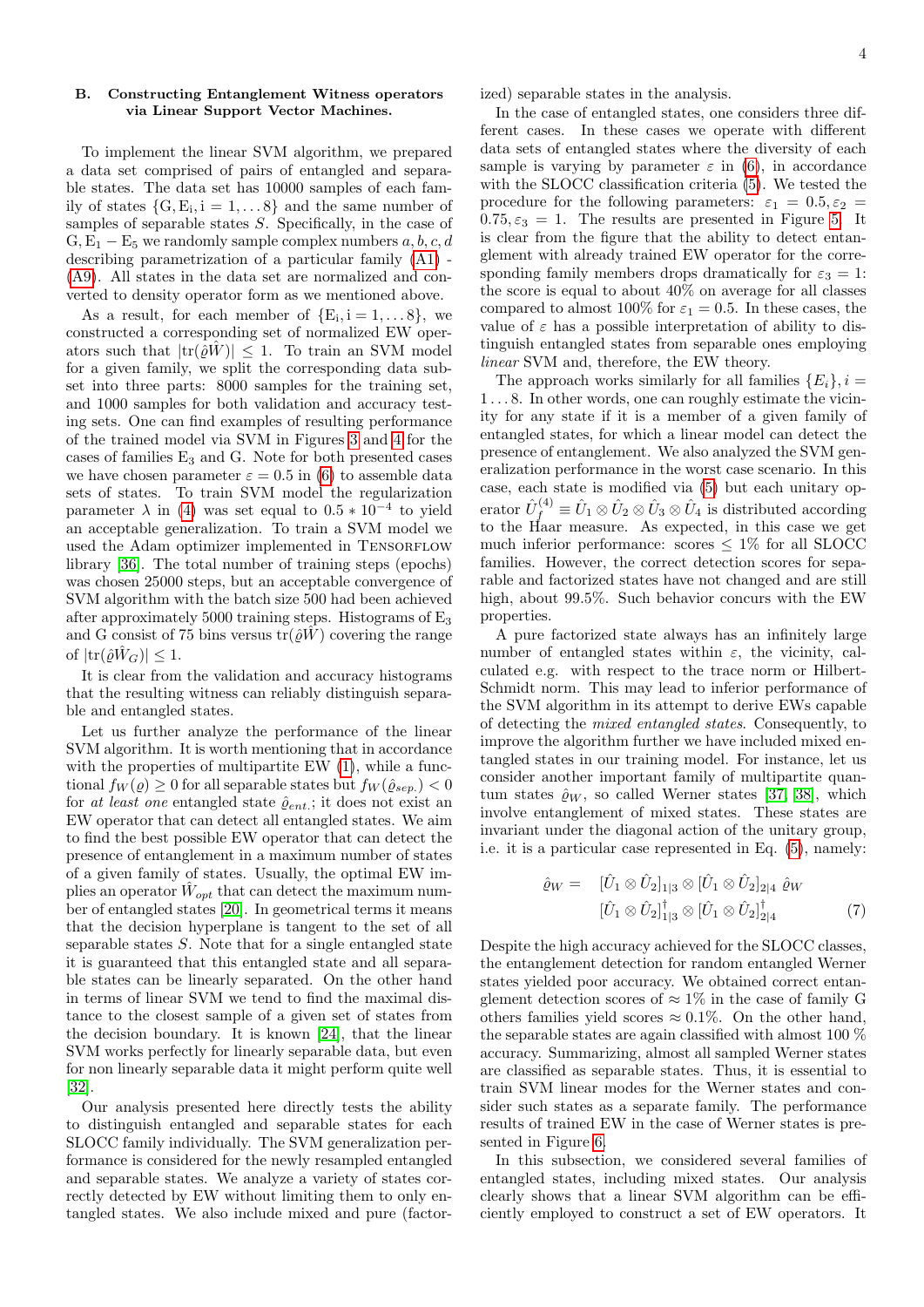### B. Constructing Entanglement Witness operators via Linear Support Vector Machines.

To implement the linear SVM algorithm, we prepared a data set comprised of pairs of entangled and separable states. The data set has 10000 samples of each family of states $\{\mathrm{G}, \mathrm{E_i}, \mathrm{i} = 1, \dots 8\}$ and the same number of samples of separable states $S$. Specifically, in the case of $\mathrm{G}, \mathrm{E_1} - \mathrm{E_5}$ we randomly sample complex numbers $a, b, c, d$ describing parametrization of a particular family (A1) - (A9). All states in the data set are normalized and converted to density operator form as we mentioned above.

As a result, for each member of $\{\mathrm{E_i}, \mathrm{i} = 1, \dots 8\}$, we constructed a corresponding set of normalized EW operators such that $|\mathrm{tr}(\hat{\varrho}\hat{W})| \leq 1$. To train an SVM model for a given family, we split the corresponding data subset into three parts: 8000 samples for the training set, and 1000 samples for both validation and accuracy testing sets. One can find examples of resulting performance of the trained model via SVM in Figures 3 and 4 for the cases of families $\mathrm{E_3}$ and G. Note for both presented cases we have chosen parameter $\varepsilon = 0.5$ in (6) to assemble data sets of states. To train SVM model the regularization parameter $\lambda$ in (4) was set equal to $0.5 * 10^{-4}$ to yield an acceptable generalization. To train a SVM model we used the Adam optimizer implemented in TENSORFLOW library [36]. The total number of training steps (epochs) was chosen 25000 steps, but an acceptable convergence of SVM algorithm with the batch size 500 had been achieved after approximately 5000 training steps. Histograms of $\mathrm{E_3}$ and G consist of 75 bins versus $\mathrm{tr}(\hat{\varrho}\hat{W})$ covering the range of $|\mathrm{tr}(\hat{\varrho}\hat{W}_G)| \leq 1$.

It is clear from the validation and accuracy histograms that the resulting witness can reliably distinguish separable and entangled states.

Let us further analyze the performance of the linear SVM algorithm. It is worth mentioning that in accordance with the properties of multipartite EW (1), while a functional $f_W(\varrho) \geq 0$ for all separable states but $f_W(\hat{\varrho}_{sep.}) < 0$ for *at least one* entangled state $\hat{\varrho}_{ent.}$; it does not exist an EW operator that can detect all entangled states. We aim to find the best possible EW operator that can detect the presence of entanglement in a maximum number of states of a given family of states. Usually, the optimal EW implies an operator $\hat{W}_{opt}$ that can detect the maximum number of entangled states [20]. In geometrical terms it means that the decision hyperplane is tangent to the set of all separable states $S$. Note that for a single entangled state it is guaranteed that this entangled state and all separable states can be linearly separated. On the other hand in terms of linear SVM we tend to find the maximal distance to the closest sample of a given set of states from the decision boundary. It is known [24], that the linear SVM works perfectly for linearly separable data, but even for non linearly separable data it might perform quite well [32].

Our analysis presented here directly tests the ability to distinguish entangled and separable states for each SLOCC family individually. The SVM generalization performance is considered for the newly resampled entangled and separable states. We analyze a variety of states correctly detected by EW without limiting them to only entangled states. We also include mixed and pure (factorized) separable states in the analysis.

In the case of entangled states, one considers three different cases. In these cases we operate with different data sets of entangled states where the diversity of each sample is varying by parameter $\varepsilon$ in (6), in accordance with the SLOCC classification criteria (5). We tested the procedure for the following parameters: $\varepsilon_1 = 0.5, \varepsilon_2 = 0.75, \varepsilon_3 = 1$. The results are presented in Figure 5. It is clear from the figure that the ability to detect entanglement with already trained EW operator for the corresponding family members drops dramatically for $\varepsilon_3 = 1$: the score is equal to about 40% on average for all classes compared to almost 100% for $\varepsilon_1 = 0.5$. In these cases, the value of $\varepsilon$ has a possible interpretation of ability to distinguish entangled states from separable ones employing *linear* SVM and, therefore, the EW theory.

The approach works similarly for all families $\{E_i\}, i = 1 \dots 8$. In other words, one can roughly estimate the vicinity for any state if it is a member of a given family of entangled states, for which a linear model can detect the presence of entanglement. We also analyzed the SVM generalization performance in the worst case scenario. In this case, each state is modified via (5) but each unitary operator $\hat{U}_f^{(4)} \equiv \hat{U}_1 \otimes \hat{U}_2 \otimes \hat{U}_3 \otimes \hat{U}_4$ is distributed according to the Haar measure. As expected, in this case we get much inferior performance: scores $\leq 1\%$ for all SLOCC families. However, the correct detection scores for separable and factorized states have not changed and are still high, about 99.5%. Such behavior concurs with the EW properties.

A pure factorized state always has an infinitely large number of entangled states within $\varepsilon$, the vicinity, calculated e.g. with respect to the trace norm or Hilbert-Schmidt norm. This may lead to inferior performance of the SVM algorithm in its attempt to derive EWs capable of detecting the *mixed entangled states*. Consequently, to improve the algorithm further we have included mixed entangled states in our training model. For instance, let us consider another important family of multipartite quantum states $\hat{\varrho}_W$, so called Werner states [37, 38], which involve entanglement of mixed states. These states are invariant under the diagonal action of the unitary group, i.e. it is a particular case represented in Eq. (5), namely:

$$\hat{\varrho}_W = \quad [\hat{U}_1 \otimes \hat{U}_2]_{1|3} \otimes [\hat{U}_1 \otimes \hat{U}_2]_{2|4} \; \hat{\varrho}_W \\ [\hat{U}_1 \otimes \hat{U}_2]^{\dagger}_{1|3} \otimes [\hat{U}_1 \otimes \hat{U}_2]^{\dagger}_{2|4} \qquad (7)$$

Despite the high accuracy achieved for the SLOCC classes, the entanglement detection for random entangled Werner states yielded poor accuracy. We obtained correct entanglement detection scores of $\approx 1\%$ in the case of family G others families yield scores $\approx 0.1\%$. On the other hand, the separable states are again classified with almost 100 % accuracy. Summarizing, almost all sampled Werner states are classified as separable states. Thus, it is essential to train SVM linear modes for the Werner states and consider such states as a separate family. The performance results of trained EW in the case of Werner states is presented in Figure 6.

In this subsection, we considered several families of entangled states, including mixed states. Our analysis clearly shows that a linear SVM algorithm can be efficiently employed to construct a set of EW operators. It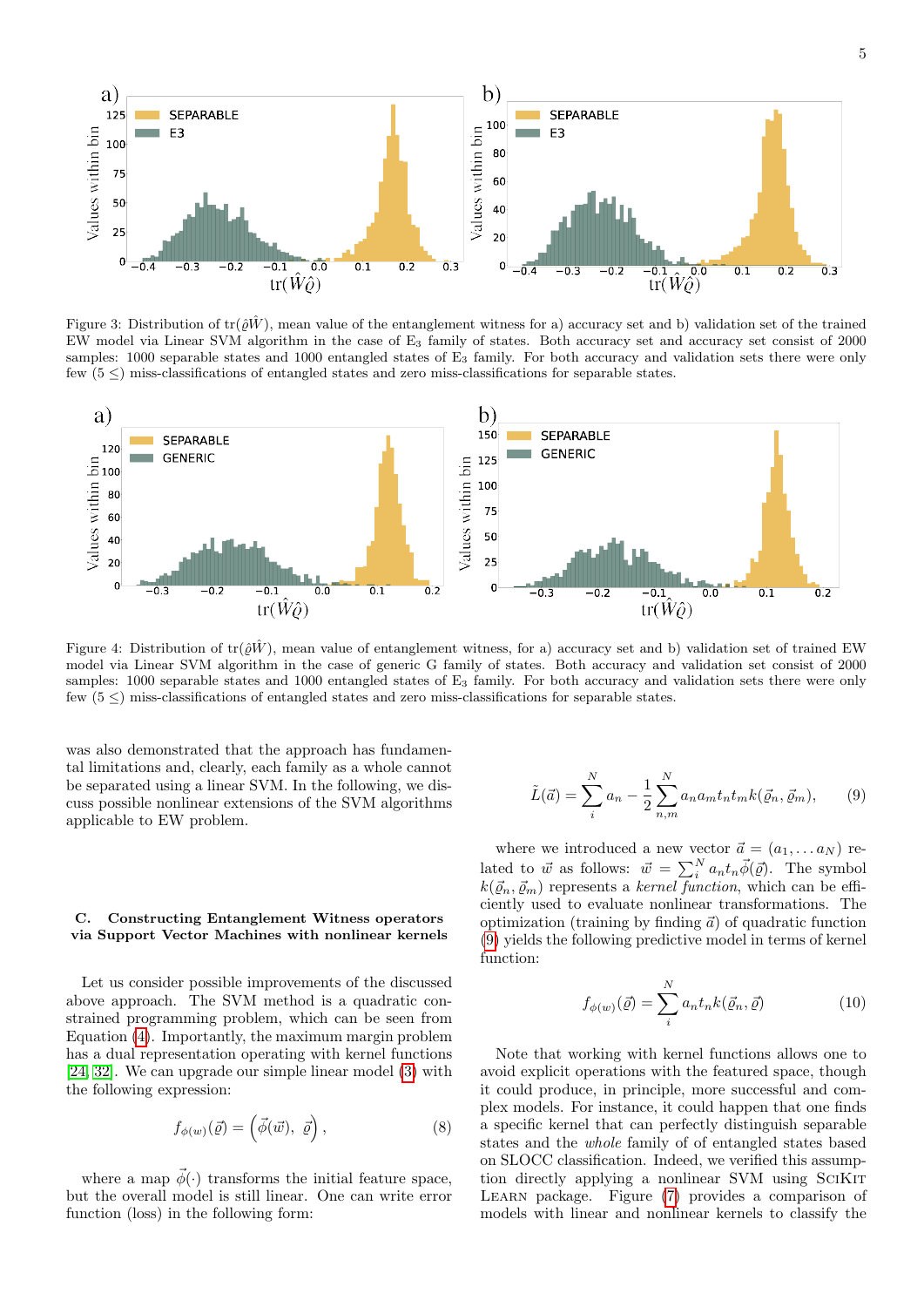Figure 3: Distribution of $\text{tr}(\varrho\hat{W})$, mean value of the entanglement witness for a) accuracy set and b) validation set of the trained EW model via Linear SVM algorithm in the case of $\text{E}_3$ family of states. Both accuracy set and accuracy set consist of 2000 samples: 1000 separable states and 1000 entangled states of $\text{E}_3$ family. For both accuracy and validation sets there were only few ($5 \leq$) miss-classifications of entangled states and zero miss-classifications for separable states.

Figure 4: Distribution of $\text{tr}(\varrho\hat{W})$, mean value of entanglement witness, for a) accuracy set and b) validation set of trained EW model via Linear SVM algorithm in the case of generic G family of states. Both accuracy and validation set consist of 2000 samples: 1000 separable states and 1000 entangled states of $\text{E}_3$ family. For both accuracy and validation sets there were only few ($5 \leq$) miss-classifications of entangled states and zero miss-classifications for separable states.

was also demonstrated that the approach has fundamental limitations and, clearly, each family as a whole cannot be separated using a linear SVM. In the following, we discuss possible nonlinear extensions of the SVM algorithms applicable to EW problem.

### C. Constructing Entanglement Witness operators via Support Vector Machines with nonlinear kernels

Let us consider possible improvements of the discussed above approach. The SVM method is a quadratic constrained programming problem, which can be seen from Equation (4). Importantly, the maximum margin problem has a dual representation operating with kernel functions [24, 32]. We can upgrade our simple linear model (3) with the following expression:

$$f_{\phi(w)}(\vec{\varrho}) = \left(\vec{\phi}(\vec{w}),\ \vec{\varrho}\right), \tag{8}$$

where a map $\vec{\phi}(\cdot)$ transforms the initial feature space, but the overall model is still linear. One can write error function (loss) in the following form:

$$\tilde{L}(\vec{a}) = \sum_{i}^{N} a_n - \frac{1}{2}\sum_{n,m}^{N} a_n a_m t_n t_m k(\vec{\varrho}_n, \vec{\varrho}_m), \tag{9}$$

where we introduced a new vector $\vec{a} = (a_1, \dots a_N)$ related to $\vec{w}$ as follows: $\vec{w} = \sum_{i}^{N} a_n t_n \vec{\phi}(\vec{\varrho})$. The symbol $k(\vec{\varrho}_n, \vec{\varrho}_m)$ represents a *kernel function*, which can be efficiently used to evaluate nonlinear transformations. The optimization (training by finding $\vec{a}$) of quadratic function (9) yields the following predictive model in terms of kernel function:

$$f_{\phi(w)}(\vec{\varrho}) = \sum_{i}^{N} a_n t_n k(\vec{\varrho}_n, \vec{\varrho}) \tag{10}$$

Note that working with kernel functions allows one to avoid explicit operations with the featured space, though it could produce, in principle, more successful and complex models. For instance, it could happen that one finds a specific kernel that can perfectly distinguish separable states and the *whole* family of of entangled states based on SLOCC classification. Indeed, we verified this assumption directly applying a nonlinear SVM using SciKit Learn package. Figure (7) provides a comparison of models with linear and nonlinear kernels to classify the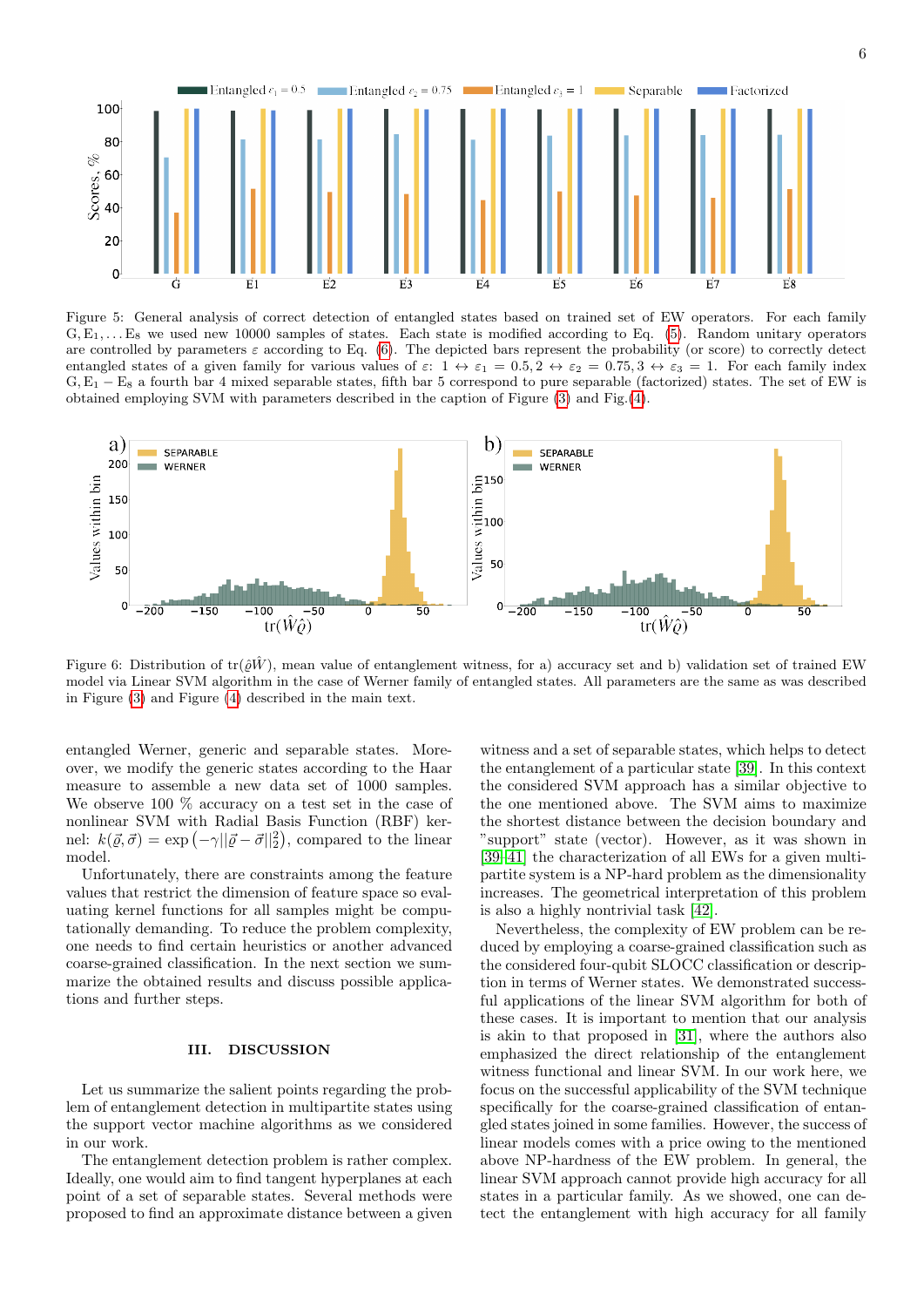Figure 5: General analysis of correct detection of entangled states based on trained set of EW operators. For each family G, $\mathrm{E}_1, \ldots \mathrm{E}_8$ we used new 10000 samples of states. Each state is modified according to Eq. (5). Random unitary operators are controlled by parameters $\varepsilon$ according to Eq. (6). The depicted bars represent the probability (or score) to correctly detect entangled states of a given family for various values of $\varepsilon$: $1 \leftrightarrow \varepsilon_1 = 0.5, 2 \leftrightarrow \varepsilon_2 = 0.75, 3 \leftrightarrow \varepsilon_3 = 1$. For each family index G, $\mathrm{E}_1 - \mathrm{E}_8$ a fourth bar 4 mixed separable states, fifth bar 5 correspond to pure separable (factorized) states. The set of EW is obtained employing SVM with parameters described in the caption of Figure (3) and Fig.(4).

Figure 6: Distribution of $\mathrm{tr}(\hat{\varrho}\hat{W})$, mean value of entanglement witness, for a) accuracy set and b) validation set of trained EW model via Linear SVM algorithm in the case of Werner family of entangled states. All parameters are the same as was described in Figure (3) and Figure (4) described in the main text.

entangled Werner, generic and separable states. Moreover, we modify the generic states according to the Haar measure to assemble a new data set of 1000 samples. We observe 100 % accuracy on a test set in the case of nonlinear SVM with Radial Basis Function (RBF) kernel: $k(\vec{\varrho}, \vec{\sigma}) = \exp\left(-\gamma ||\vec{\varrho} - \vec{\sigma}||_2^2\right)$, compared to the linear model.

Unfortunately, there are constraints among the feature values that restrict the dimension of feature space so evaluating kernel functions for all samples might be computationally demanding. To reduce the problem complexity, one needs to find certain heuristics or another advanced coarse-grained classification. In the next section we summarize the obtained results and discuss possible applications and further steps.

## III. DISCUSSION

Let us summarize the salient points regarding the problem of entanglement detection in multipartite states using the support vector machine algorithms as we considered in our work.

The entanglement detection problem is rather complex. Ideally, one would aim to find tangent hyperplanes at each point of a set of separable states. Several methods were proposed to find an approximate distance between a given witness and a set of separable states, which helps to detect the entanglement of a particular state [39]. In this context the considered SVM approach has a similar objective to the one mentioned above. The SVM aims to maximize the shortest distance between the decision boundary and "support" state (vector). However, as it was shown in [39–41] the characterization of all EWs for a given multipartite system is a NP-hard problem as the dimensionality increases. The geometrical interpretation of this problem is also a highly nontrivial task [42].

Nevertheless, the complexity of EW problem can be reduced by employing a coarse-grained classification such as the considered four-qubit SLOCC classification or description in terms of Werner states. We demonstrated successful applications of the linear SVM algorithm for both of these cases. It is important to mention that our analysis is akin to that proposed in [31], where the authors also emphasized the direct relationship of the entanglement witness functional and linear SVM. In our work here, we focus on the successful applicability of the SVM technique specifically for the coarse-grained classification of entangled states joined in some families. However, the success of linear models comes with a price owing to the mentioned above NP-hardness of the EW problem. In general, the linear SVM approach cannot provide high accuracy for all states in a particular family. As we showed, one can detect the entanglement with high accuracy for all family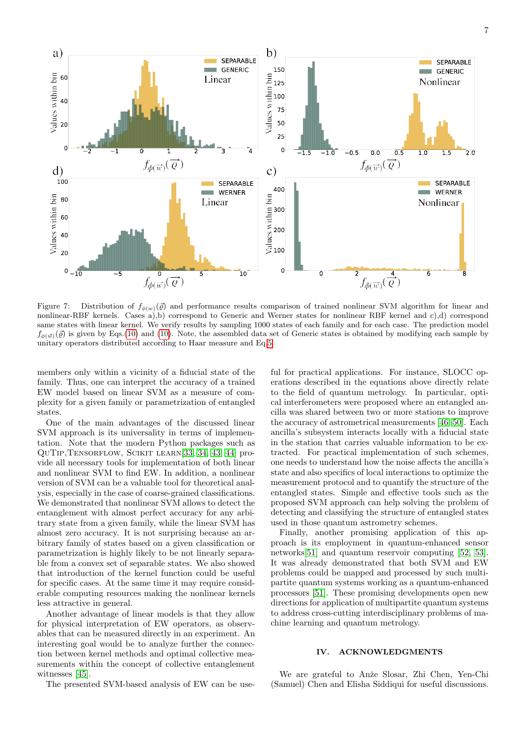Figure 7: Distribution of $f_{\phi(w)}(\vec{\varrho})$ and performance results comparison of trained nonlinear SVM algorithm for linear and nonlinear-RBF kernels. Cases a),b) correspond to Generic and Werner states for nonlinear RBF kernel and c),d) correspond same states with linear kernel. We verify results by sampling 1000 states of each family and for each case. The prediction model $f_{\phi(\vec{w})}(\vec{\varrho})$ is given by Eqs.(10) and (10). Note, the assembled data set of Generic states is obtained by modifying each sample by unitary operators distributed according to Haar measure and Eq.5.

members only within a vicinity of a fiducial state of the family. Thus, one can interpret the accuracy of a trained EW model based on linear SVM as a measure of complexity for a given family or parametrization of entangled states.

One of the main advantages of the discussed linear SVM approach is its universality in terms of implementation. Note that the modern Python packages such as QuTiP, TensorFlow, Scikit learn[33, 34, 43, 44] provide all necessary tools for implementation of both linear and nonlinear SVM to find EW. In addition, a nonlinear version of SVM can be a valuable tool for theoretical analysis, especially in the case of coarse-grained classifications. We demonstrated that nonlinear SVM allows to detect the entanglement with almost perfect accuracy for any arbitrary state from a given family, while the linear SVM has almost zero accuracy. It is not surprising because an arbitrary family of states based on a given classification or parametrization is highly likely to be not linearly separable from a convex set of separable states. We also showed that introduction of the kernel function could be useful for specific cases. At the same time it may require considerable computing resources making the nonlinear kernels less attractive in general.

Another advantage of linear models is that they allow for physical interpretation of EW operators, as observables that can be measured directly in an experiment. An interesting goal would be to analyze further the connection between kernel methods and optimal collective measurements within the concept of collective entanglement witnesses [45].

The presented SVM-based analysis of EW can be useful for practical applications. For instance, SLOCC operations described in the equations above directly relate to the field of quantum metrology. In particular, optical interferometers were proposed where an entangled ancilla was shared between two or more stations to improve the accuracy of astrometrical measurements [46–50]. Each ancilla's subsystem interacts locally with a fiducial state in the station that carries valuable information to be extracted. For practical implementation of such schemes, one needs to understand how the noise affects the ancilla's state and also specifics of local interactions to optimize the measurement protocol and to quantify the structure of the entangled states. Simple and effective tools such as the proposed SVM approach can help solving the problem of detecting and classifying the structure of entangled states used in those quantum astrometry schemes.

Finally, another promising application of this approach is its employment in quantum-enhanced sensor networks[51] and quantum reservoir computing [52, 53]. It was already demonstrated that both SVM and EW problems could be mapped and processed by such multipartite quantum systems working as a quantum-enhanced processors [51]. These promising developments open new directions for application of multipartite quantum systems to address cross-cutting interdisciplinary problems of machine learning and quantum metrology.

## IV. ACKNOWLEDGMENTS

We are grateful to Anže Slosar, Zhi Chen, Yen-Chi (Samuel) Chen and Elisha Siddiqui for useful discussions.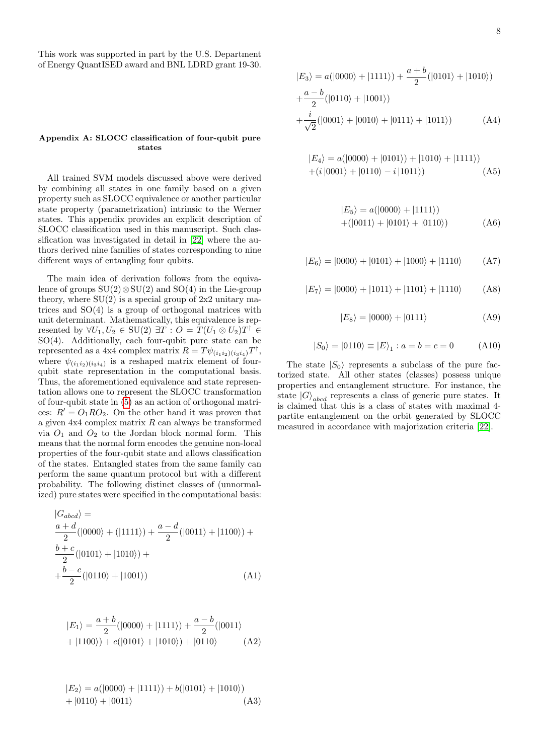This work was supported in part by the U.S. Department of Energy QuantISED award and BNL LDRD grant 19-30.

### Appendix A: SLOCC classification of four-qubit pure states

All trained SVM models discussed above were derived by combining all states in one family based on a given property such as SLOCC equivalence or another particular state property (parametrization) intrinsic to the Werner states. This appendix provides an explicit description of SLOCC classification used in this manuscript. Such classification was investigated in detail in [22] where the authors derived nine families of states corresponding to nine different ways of entangling four qubits.

The main idea of derivation follows from the equivalence of groups $\mathrm{SU}(2)\otimes\mathrm{SU}(2)$ and $\mathrm{SO}(4)$ in the Lie-group theory, where $\mathrm{SU}(2)$ is a special group of 2x2 unitary matrices and $\mathrm{SO}(4)$ is a group of orthogonal matrices with unit determinant. Mathematically, this equivalence is represented by $\forall U_1, U_2 \in \mathrm{SU}(2)\ \exists T : O = T(U_1 \otimes U_2)T^\dagger \in \mathrm{SO}(4)$. Additionally, each four-qubit pure state can be represented as a 4x4 complex matrix $R = T\psi_{(i_1 i_2)(i_3 i_4)}T^\dagger$, where $\psi_{(i_1 i_2)(i_3 i_4)}$ is a reshaped matrix element of four-qubit state representation in the computational basis. Thus, the aforementioned equivalence and state representation allows one to represent the SLOCC transformation of four-qubit state in (5) as an action of orthogonal matrices: $R' = O_1 R O_2$. On the other hand it was proven that a given 4x4 complex matrix $R$ can always be transformed via $O_1$ and $O_2$ to the Jordan block normal form. This means that the normal form encodes the genuine non-local properties of the four-qubit state and allows classification of the states. Entangled states from the same family can perform the same quantum protocol but with a different probability. The following distinct classes of (unnormalized) pure states were specified in the computational basis:

$$
\begin{aligned}
&|G_{abcd}\rangle = \\
&\frac{a+d}{2}(|0000\rangle + (|1111\rangle) + \frac{a-d}{2}(|0011\rangle + |1100\rangle) + \\
&\frac{b+c}{2}(|0101\rangle + |1010\rangle) + \\
&+\frac{b-c}{2}(|0110\rangle + |1001\rangle)
\end{aligned} \tag{A1}
$$

$$
\begin{aligned}
|E_1\rangle = \frac{a+b}{2}(|0000\rangle + |1111\rangle) + \frac{a-b}{2}(|0011\rangle \\
+ |1100\rangle) + c(|0101\rangle + |1010\rangle) + |0110\rangle
\end{aligned} \tag{A2}
$$

$$
\begin{aligned}
|E_2\rangle = a(|0000\rangle + |1111\rangle) + b(|0101\rangle + |1010\rangle) \\
+ |0110\rangle + |0011\rangle
\end{aligned} \tag{A3}
$$

$$
\begin{aligned}
&|E_3\rangle = a(|0000\rangle + |1111\rangle) + \frac{a+b}{2}(|0101\rangle + |1010\rangle) \\
&+\frac{a-b}{2}(|0110\rangle + |1001\rangle) \\
&+\frac{i}{\sqrt{2}}(|0001\rangle + |0010\rangle + |0111\rangle + |1011\rangle)
\end{aligned} \tag{A4}
$$

$$
\begin{aligned}
|E_4\rangle = a(|0000\rangle + |0101\rangle) + |1010\rangle + |1111\rangle) \\
+(i\,|0001\rangle + |0110\rangle - i\,|1011\rangle)
\end{aligned} \tag{A5}
$$

$$
\begin{aligned}
|E_5\rangle = a(|0000\rangle + |1111\rangle) \\
+(|0011\rangle + |0101\rangle + |0110\rangle)
\end{aligned} \tag{A6}
$$

$$
|E_6\rangle = |0000\rangle + |0101\rangle + |1000\rangle + |1110\rangle \tag{A7}
$$

$$
|E_7\rangle = |0000\rangle + |1011\rangle + |1101\rangle + |1110\rangle \tag{A8}
$$

$$
|E_8\rangle = |0000\rangle + |0111\rangle \tag{A9}
$$

$$
|S_0\rangle = |0110\rangle \equiv |E\rangle_1 : a = b = c = 0 \tag{A10}
$$

The state $|S_0\rangle$ represents a subclass of the pure factorized state. All other states (classes) possess unique properties and entanglement structure. For instance, the state $|G\rangle_{abcd}$ represents a class of generic pure states. It is claimed that this is a class of states with maximal 4-partite entanglement on the orbit generated by SLOCC measured in accordance with majorization criteria [22].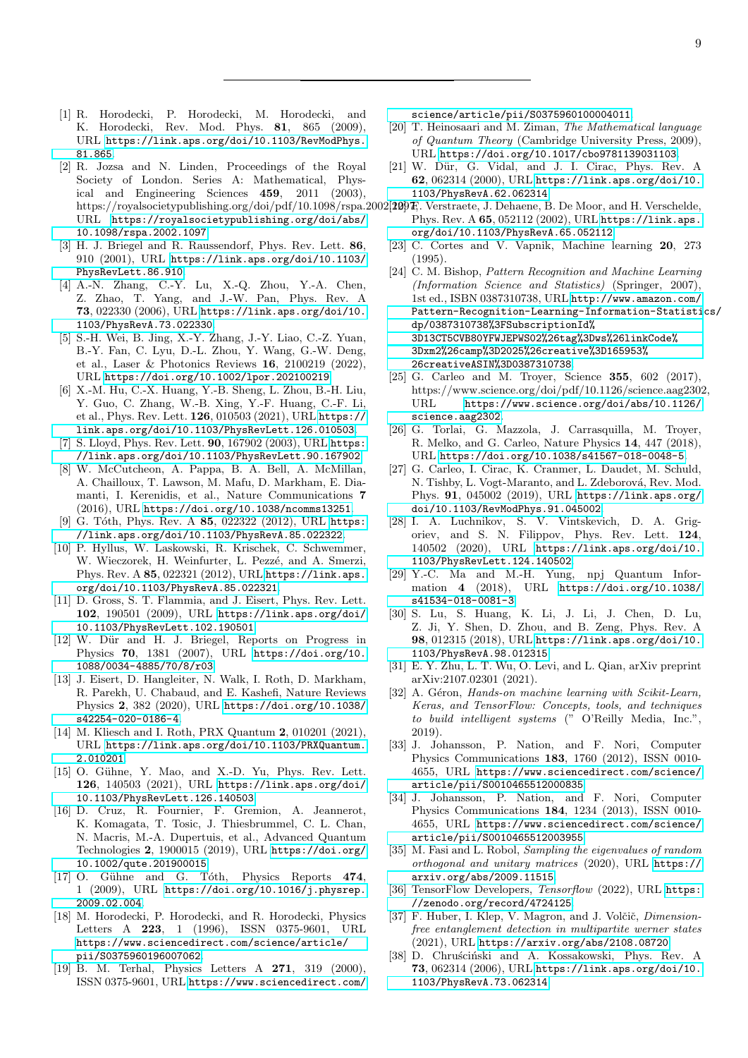[1] R. Horodecki, P. Horodecki, M. Horodecki, and K. Horodecki, Rev. Mod. Phys. **81**, 865 (2009), URL https://link.aps.org/doi/10.1103/RevModPhys.81.865.

[2] R. Jozsa and N. Linden, Proceedings of the Royal Society of London. Series A: Mathematical, Physical and Engineering Sciences **459**, 2011 (2003), https://royalsocietypublishing.org/doi/pdf/10.1098/rspa.2002.1097, URL https://royalsocietypublishing.org/doi/abs/10.1098/rspa.2002.1097.

[3] H. J. Briegel and R. Raussendorf, Phys. Rev. Lett. **86**, 910 (2001), URL https://link.aps.org/doi/10.1103/PhysRevLett.86.910.

[4] A.-N. Zhang, C.-Y. Lu, X.-Q. Zhou, Y.-A. Chen, Z. Zhao, T. Yang, and J.-W. Pan, Phys. Rev. A **73**, 022330 (2006), URL https://link.aps.org/doi/10.1103/PhysRevA.73.022330.

[5] S.-H. Wei, B. Jing, X.-Y. Zhang, J.-Y. Liao, C.-Z. Yuan, B.-Y. Fan, C. Lyu, D.-L. Zhou, Y. Wang, G.-W. Deng, et al., Laser & Photonics Reviews **16**, 2100219 (2022), URL https://doi.org/10.1002/lpor.202100219.

[6] X.-M. Hu, C.-X. Huang, Y.-B. Sheng, L. Zhou, B.-H. Liu, Y. Guo, C. Zhang, W.-B. Xing, Y.-F. Huang, C.-F. Li, et al., Phys. Rev. Lett. **126**, 010503 (2021), URL https://link.aps.org/doi/10.1103/PhysRevLett.126.010503.

[7] S. Lloyd, Phys. Rev. Lett. **90**, 167902 (2003), URL https://link.aps.org/doi/10.1103/PhysRevLett.90.167902.

[8] W. McCutcheon, A. Pappa, B. A. Bell, A. McMillan, A. Chailloux, T. Lawson, M. Mafu, D. Markham, E. Diamanti, I. Kerenidis, et al., Nature Communications **7** (2016), URL https://doi.org/10.1038/ncomms13251.

[9] G. Tóth, Phys. Rev. A **85**, 022322 (2012), URL https://link.aps.org/doi/10.1103/PhysRevA.85.022322.

[10] P. Hyllus, W. Laskowski, R. Krischek, C. Schwemmer, W. Wieczorek, H. Weinfurter, L. Pezzé, and A. Smerzi, Phys. Rev. A **85**, 022321 (2012), URL https://link.aps.org/doi/10.1103/PhysRevA.85.022321.

[11] D. Gross, S. T. Flammia, and J. Eisert, Phys. Rev. Lett. **102**, 190501 (2009), URL https://link.aps.org/doi/10.1103/PhysRevLett.102.190501.

[12] W. Dür and H. J. Briegel, Reports on Progress in Physics **70**, 1381 (2007), URL https://doi.org/10.1088/0034-4885/70/8/r03.

[13] J. Eisert, D. Hangleiter, N. Walk, I. Roth, D. Markham, R. Parekh, U. Chabaud, and E. Kashefi, Nature Reviews Physics **2**, 382 (2020), URL https://doi.org/10.1038/s42254-020-0186-4.

[14] M. Kliesch and I. Roth, PRX Quantum **2**, 010201 (2021), URL https://link.aps.org/doi/10.1103/PRXQuantum.2.010201.

[15] O. Gühne, Y. Mao, and X.-D. Yu, Phys. Rev. Lett. **126**, 140503 (2021), URL https://link.aps.org/doi/10.1103/PhysRevLett.126.140503.

[16] D. Cruz, R. Fournier, F. Gremion, A. Jeannerot, K. Komagata, T. Tosic, J. Thiesbrummel, C. L. Chan, N. Macris, M.-A. Dupertuis, et al., Advanced Quantum Technologies **2**, 1900015 (2019), URL https://doi.org/10.1002/qute.201900015.

[17] O. Gühne and G. Tóth, Physics Reports **474**, 1 (2009), URL https://doi.org/10.1016/j.physrep.2009.02.004.

[18] M. Horodecki, P. Horodecki, and R. Horodecki, Physics Letters A **223**, 1 (1996), ISSN 0375-9601, URL https://www.sciencedirect.com/science/article/pii/S0375960196007062.

[19] B. M. Terhal, Physics Letters A **271**, 319 (2000), ISSN 0375-9601, URL https://www.sciencedirect.com/science/article/pii/S0375960100004011.

[20] T. Heinosaari and M. Ziman, *The Mathematical language of Quantum Theory* (Cambridge University Press, 2009), URL https://doi.org/10.1017/cbo9781139031103.

[21] W. Dür, G. Vidal, and J. I. Cirac, Phys. Rev. A **62**, 062314 (2000), URL https://link.aps.org/doi/10.1103/PhysRevA.62.062314.

[22] F. Verstraete, J. Dehaene, B. De Moor, and H. Verschelde, Phys. Rev. A **65**, 052112 (2002), URL https://link.aps.org/doi/10.1103/PhysRevA.65.052112.

[23] C. Cortes and V. Vapnik, Machine learning **20**, 273 (1995).

[24] C. M. Bishop, *Pattern Recognition and Machine Learning (Information Science and Statistics)* (Springer, 2007), 1st ed., ISBN 0387310738, URL http://www.amazon.com/Pattern-Recognition-Learning-Information-Statistics/dp/0387310738%3FSubscriptionId%3D13CT5CVB80YFWJEPWS02%26tag%3Dws%26linkCode%3Dxm2%26camp%3D2025%26creative%3D165953%26creativeASIN%3D0387310738.

[25] G. Carleo and M. Troyer, Science **355**, 602 (2017), https://www.science.org/doi/pdf/10.1126/science.aag2302, URL https://www.science.org/doi/abs/10.1126/science.aag2302.

[26] G. Torlai, G. Mazzola, J. Carrasquilla, M. Troyer, R. Melko, and G. Carleo, Nature Physics **14**, 447 (2018), URL https://doi.org/10.1038/s41567-018-0048-5.

[27] G. Carleo, I. Cirac, K. Cranmer, L. Daudet, M. Schuld, N. Tishby, L. Vogt-Maranto, and L. Zdeborová, Rev. Mod. Phys. **91**, 045002 (2019), URL https://link.aps.org/doi/10.1103/RevModPhys.91.045002.

[28] I. A. Luchnikov, S. V. Vintskevich, D. A. Grigoriev, and S. N. Filippov, Phys. Rev. Lett. **124**, 140502 (2020), URL https://link.aps.org/doi/10.1103/PhysRevLett.124.140502.

[29] Y.-C. Ma and M.-H. Yung, npj Quantum Information **4** (2018), URL https://doi.org/10.1038/s41534-018-0081-3.

[30] S. Lu, S. Huang, K. Li, J. Li, J. Chen, D. Lu, Z. Ji, Y. Shen, D. Zhou, and B. Zeng, Phys. Rev. A **98**, 012315 (2018), URL https://link.aps.org/doi/10.1103/PhysRevA.98.012315.

[31] E. Y. Zhu, L. T. Wu, O. Levi, and L. Qian, arXiv preprint arXiv:2107.02301 (2021).

[32] A. Géron, *Hands-on machine learning with Scikit-Learn, Keras, and TensorFlow: Concepts, tools, and techniques to build intelligent systems* (" O'Reilly Media, Inc.", 2019).

[33] J. Johansson, P. Nation, and F. Nori, Computer Physics Communications **183**, 1760 (2012), ISSN 0010-4655, URL https://www.sciencedirect.com/science/article/pii/S0010465512000835.

[34] J. Johansson, P. Nation, and F. Nori, Computer Physics Communications **184**, 1234 (2013), ISSN 0010-4655, URL https://www.sciencedirect.com/science/article/pii/S0010465512003955.

[35] M. Fasi and L. Robol, *Sampling the eigenvalues of random orthogonal and unitary matrices* (2020), URL https://arxiv.org/abs/2009.11515.

[36] TensorFlow Developers, *Tensorflow* (2022), URL https://zenodo.org/record/4724125.

[37] F. Huber, I. Klep, V. Magron, and J. Volčič, *Dimension-free entanglement detection in multipartite werner states* (2021), URL https://arxiv.org/abs/2108.08720.

[38] D. Chruściński and A. Kossakowski, Phys. Rev. A **73**, 062314 (2006), URL https://link.aps.org/doi/10.1103/PhysRevA.73.062314.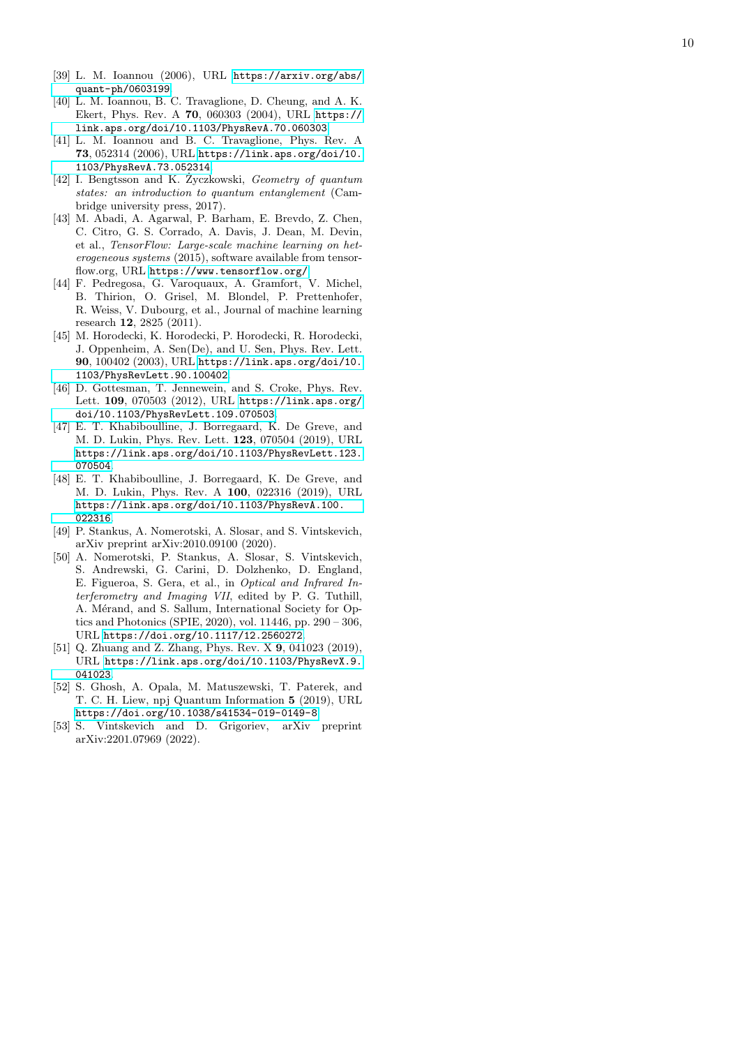[39] L. M. Ioannou (2006), URL https://arxiv.org/abs/quant-ph/0603199.

[40] L. M. Ioannou, B. C. Travaglione, D. Cheung, and A. K. Ekert, Phys. Rev. A **70**, 060303 (2004), URL https://link.aps.org/doi/10.1103/PhysRevA.70.060303.

[41] L. M. Ioannou and B. C. Travaglione, Phys. Rev. A **73**, 052314 (2006), URL https://link.aps.org/doi/10.1103/PhysRevA.73.052314.

[42] I. Bengtsson and K. Życzkowski, *Geometry of quantum states: an introduction to quantum entanglement* (Cambridge university press, 2017).

[43] M. Abadi, A. Agarwal, P. Barham, E. Brevdo, Z. Chen, C. Citro, G. S. Corrado, A. Davis, J. Dean, M. Devin, et al., *TensorFlow: Large-scale machine learning on heterogeneous systems* (2015), software available from tensorflow.org, URL https://www.tensorflow.org/.

[44] F. Pedregosa, G. Varoquaux, A. Gramfort, V. Michel, B. Thirion, O. Grisel, M. Blondel, P. Prettenhofer, R. Weiss, V. Dubourg, et al., Journal of machine learning research **12**, 2825 (2011).

[45] M. Horodecki, K. Horodecki, P. Horodecki, R. Horodecki, J. Oppenheim, A. Sen(De), and U. Sen, Phys. Rev. Lett. **90**, 100402 (2003), URL https://link.aps.org/doi/10.1103/PhysRevLett.90.100402.

[46] D. Gottesman, T. Jennewein, and S. Croke, Phys. Rev. Lett. **109**, 070503 (2012), URL https://link.aps.org/doi/10.1103/PhysRevLett.109.070503.

[47] E. T. Khabiboulline, J. Borregaard, K. De Greve, and M. D. Lukin, Phys. Rev. Lett. **123**, 070504 (2019), URL https://link.aps.org/doi/10.1103/PhysRevLett.123.070504.

[48] E. T. Khabiboulline, J. Borregaard, K. De Greve, and M. D. Lukin, Phys. Rev. A **100**, 022316 (2019), URL https://link.aps.org/doi/10.1103/PhysRevA.100.022316.

[49] P. Stankus, A. Nomerotski, A. Slosar, and S. Vintskevich, arXiv preprint arXiv:2010.09100 (2020).

[50] A. Nomerotski, P. Stankus, A. Slosar, S. Vintskevich, S. Andrewski, G. Carini, D. Dolzhenko, D. England, E. Figueroa, S. Gera, et al., in *Optical and Infrared Interferometry and Imaging VII*, edited by P. G. Tuthill, A. Mérand, and S. Sallum, International Society for Optics and Photonics (SPIE, 2020), vol. 11446, pp. 290 – 306, URL https://doi.org/10.1117/12.2560272.

[51] Q. Zhuang and Z. Zhang, Phys. Rev. X **9**, 041023 (2019), URL https://link.aps.org/doi/10.1103/PhysRevX.9.041023.

[52] S. Ghosh, A. Opala, M. Matuszewski, T. Paterek, and T. C. H. Liew, npj Quantum Information **5** (2019), URL https://doi.org/10.1038/s41534-019-0149-8.

[53] S. Vintskevich and D. Grigoriev, arXiv preprint arXiv:2201.07969 (2022).